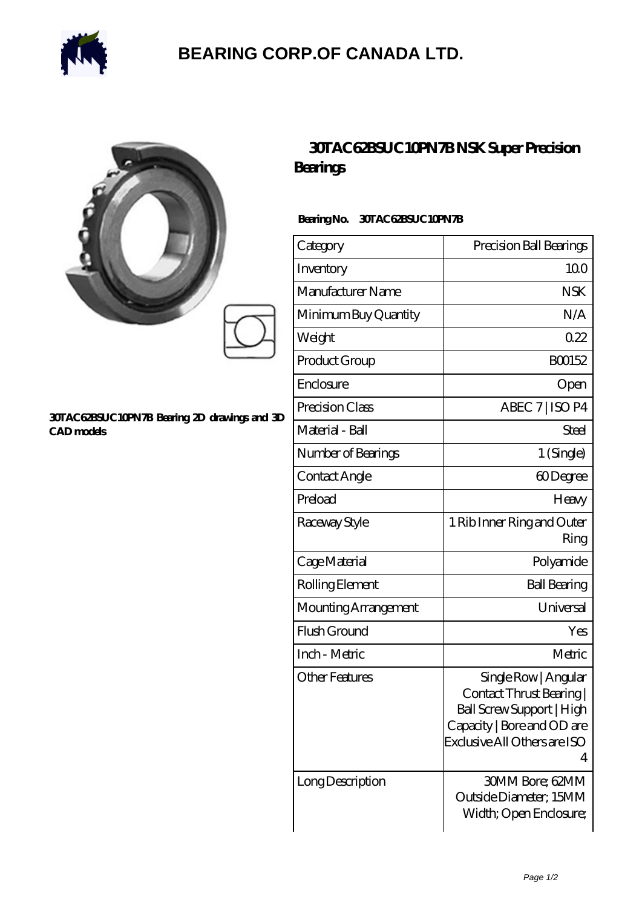# BEARING CORP.OF CANADA LTD.

30TAC62BSUC10PN7B Bearing 2D drawings and 3D CAD models

## 30TAC62BSUC10PN7B NSK Super Precision Bearings

**Bearing No. 30TAC62BSUC10PN7B**

| Category | Precision Ball Bearings |
| --- | --- |
| Inventory | 10.0 |
| Manufacturer Name | NSK |
| Minimum Buy Quantity | N/A |
| Weight | 0.22 |
| Product Group | B00152 |
| Enclosure | Open |
| Precision Class | ABEC 7 \| ISO P4 |
| Material - Ball | Steel |
| Number of Bearings | 1 (Single) |
| Contact Angle | 60 Degree |
| Preload | Heavy |
| Raceway Style | 1 Rib Inner Ring and Outer Ring |
| Cage Material | Polyamide |
| Rolling Element | Ball Bearing |
| Mounting Arrangement | Universal |
| Flush Ground | Yes |
| Inch - Metric | Metric |
| Other Features | Single Row \| Angular Contact Thrust Bearing \| Ball Screw Support \| High Capacity \| Bore and OD are Exclusive All Others are ISO 4 |
| Long Description | 30MM Bore; 62MM Outside Diameter; 15MM Width; Open Enclosure; |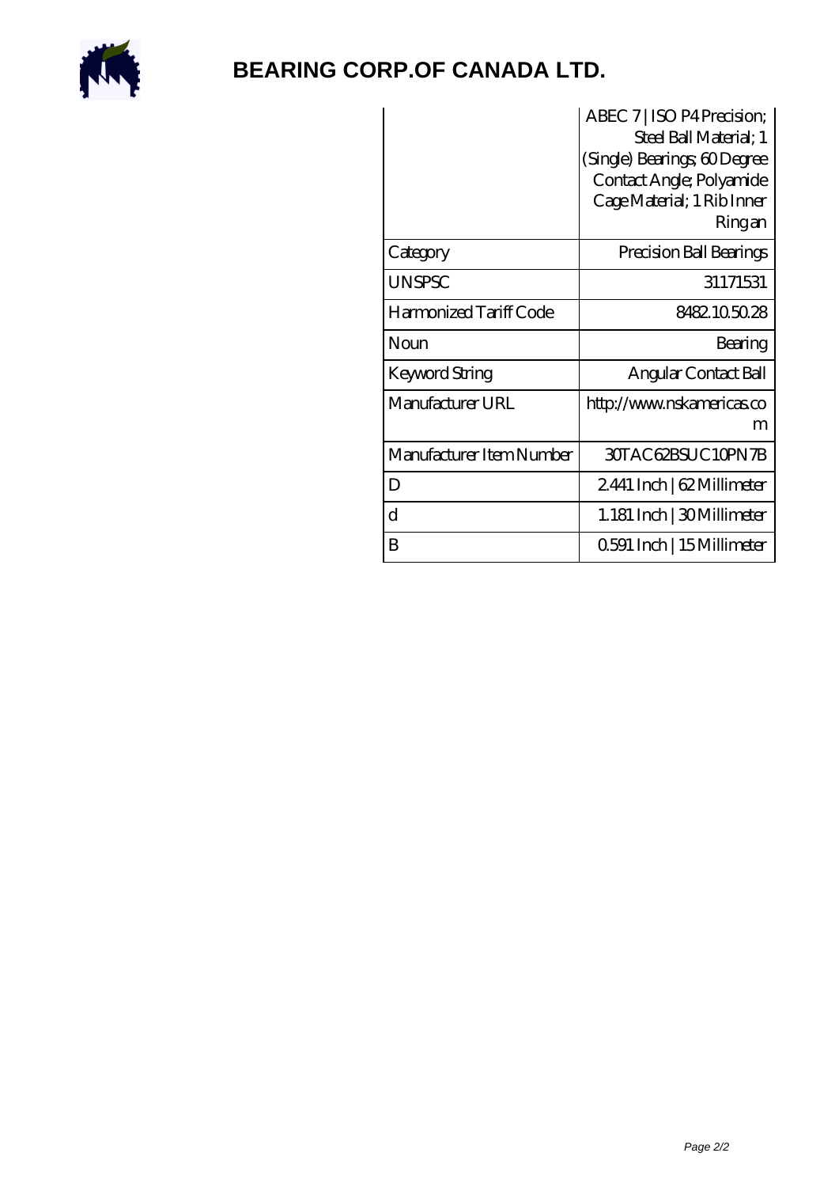| | |
|---|---|
| | ABEC 7 \| ISO P4 Precision; Steel Ball Material; 1 (Single) Bearings; 60 Degree Contact Angle; Polyamide Cage Material; 1 Rib Inner Ring an |
| Category | Precision Ball Bearings |
| UNSPSC | 31171531 |
| Harmonized Tariff Code | 8482.10.50.28 |
| Noun | Bearing |
| Keyword String | Angular Contact Ball |
| Manufacturer URL | http://www.nskamericas.com |
| Manufacturer Item Number | 30TAC62BSUC10PN7B |
| D | 2.441 Inch \| 62 Millimeter |
| d | 1.181 Inch \| 30 Millimeter |
| B | 0.591 Inch \| 15 Millimeter |